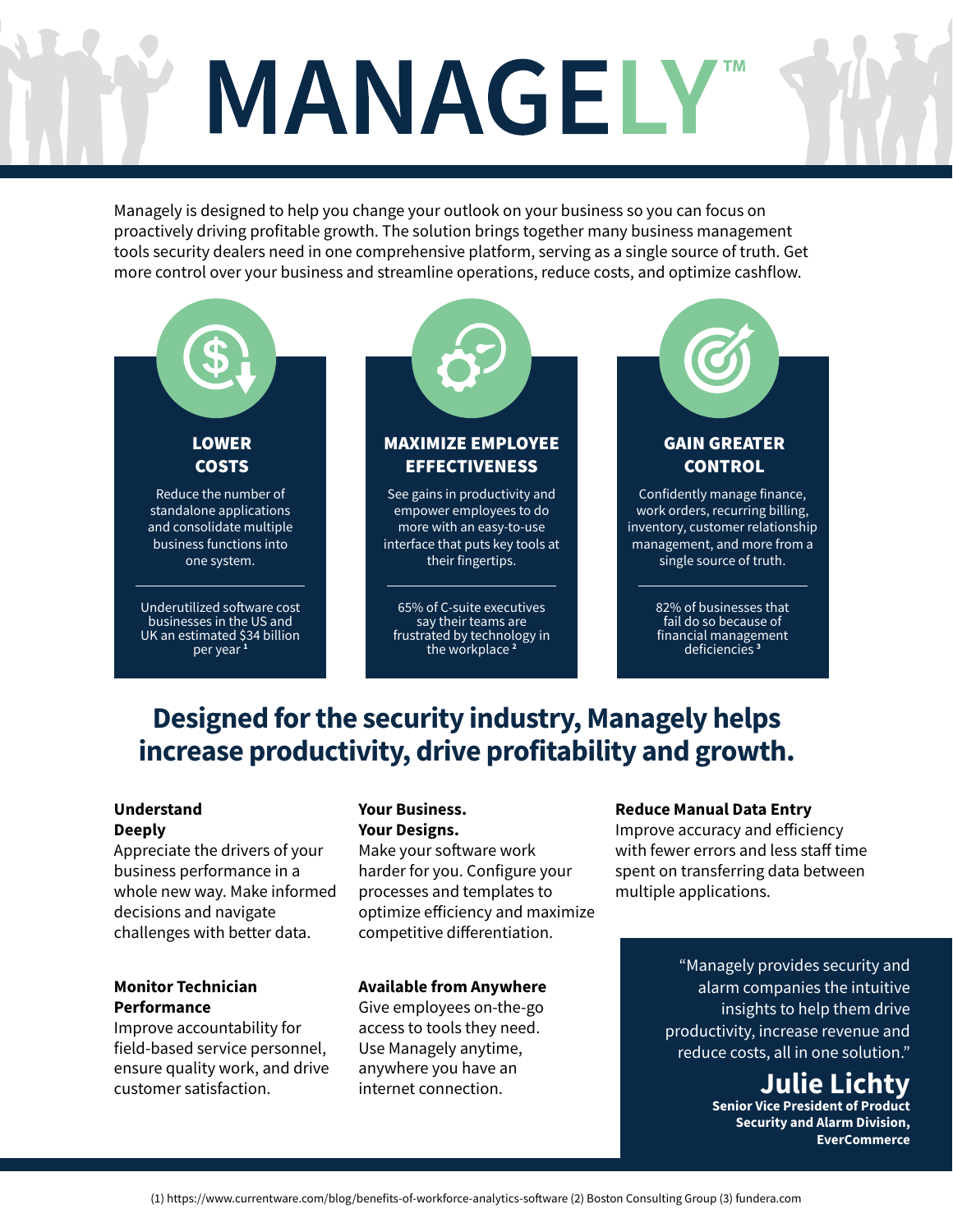# MANAGELY™

Managely is designed to help you change your outlook on your business so you can focus on proactively driving profitable growth. The solution brings together many business management tools security dealers need in one comprehensive platform, serving as a single source of truth. Get more control over your business and streamline operations, reduce costs, and optimize cashflow.

### LOWER COSTS

Reduce the number of standalone applications and consolidate multiple business functions into one system.

Underutilized software cost businesses in the US and UK an estimated $34 billion per year [1]

### MAXIMIZE EMPLOYEE EFFECTIVENESS

See gains in productivity and empower employees to do more with an easy-to-use interface that puts key tools at their fingertips.

65% of C-suite executives say their teams are frustrated by technology in the workplace [2]

### GAIN GREATER CONTROL

Confidently manage finance, work orders, recurring billing, inventory, customer relationship management, and more from a single source of truth.

82% of businesses that fail do so because of financial management deficiencies [3]

## Designed for the security industry, Managely helps increase productivity, drive profitability and growth.

**Understand Deeply**
Appreciate the drivers of your business performance in a whole new way. Make informed decisions and navigate challenges with better data.

**Monitor Technician Performance**
Improve accountability for field-based service personnel, ensure quality work, and drive customer satisfaction.

**Your Business. Your Designs.**
Make your software work harder for you. Configure your processes and templates to optimize efficiency and maximize competitive differentiation.

**Available from Anywhere**
Give employees on-the-go access to tools they need. Use Managely anytime, anywhere you have an internet connection.

**Reduce Manual Data Entry**
Improve accuracy and efficiency with fewer errors and less staff time spent on transferring data between multiple applications.

> "Managely provides security and alarm companies the intuitive insights to help them drive productivity, increase revenue and reduce costs, all in one solution."
>
> **Julie Lichty**
> **Senior Vice President of Product Security and Alarm Division, EverCommerce**

(1) https://www.currentware.com/blog/benefits-of-workforce-analytics-software (2) Boston Consulting Group (3) fundera.com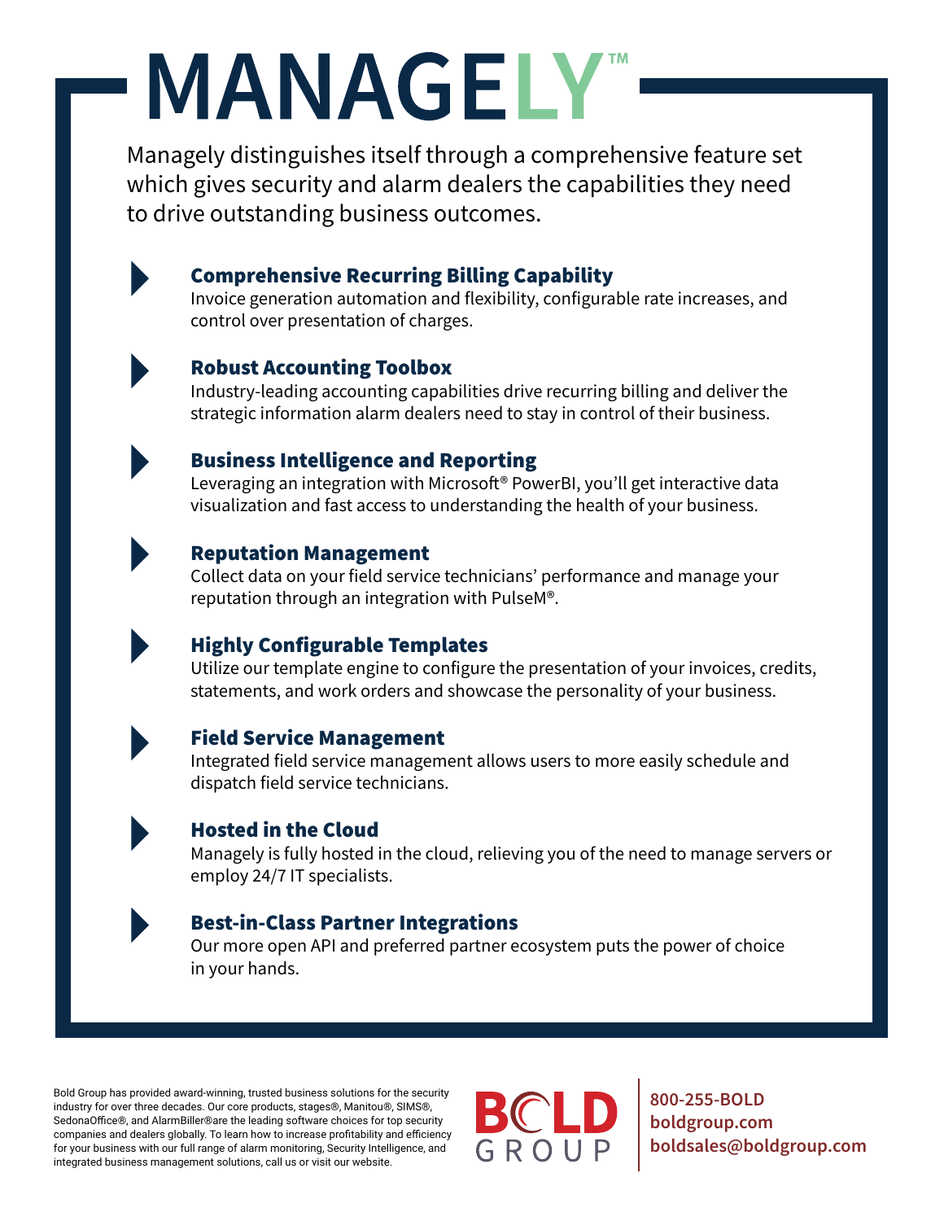# MANAGELY™

Managely distinguishes itself through a comprehensive feature set which gives security and alarm dealers the capabilities they need to drive outstanding business outcomes.

### Comprehensive Recurring Billing Capability

Invoice generation automation and flexibility, configurable rate increases, and control over presentation of charges.

### Robust Accounting Toolbox

Industry-leading accounting capabilities drive recurring billing and deliver the strategic information alarm dealers need to stay in control of their business.

### Business Intelligence and Reporting

Leveraging an integration with Microsoft® PowerBI, you'll get interactive data visualization and fast access to understanding the health of your business.

### Reputation Management

Collect data on your field service technicians' performance and manage your reputation through an integration with PulseM®.

### Highly Configurable Templates

Utilize our template engine to configure the presentation of your invoices, credits, statements, and work orders and showcase the personality of your business.

### Field Service Management

Integrated field service management allows users to more easily schedule and dispatch field service technicians.

### Hosted in the Cloud

Managely is fully hosted in the cloud, relieving you of the need to manage servers or employ 24/7 IT specialists.

### Best-in-Class Partner Integrations

Our more open API and preferred partner ecosystem puts the power of choice in your hands.

Bold Group has provided award-winning, trusted business solutions for the security industry for over three decades. Our core products, stages®, Manitou®, SIMS®, SedonaOffice®, and AlarmBiller®are the leading software choices for top security companies and dealers globally. To learn how to increase profitability and efficiency for your business with our full range of alarm monitoring, Security Intelligence, and integrated business management solutions, call us or visit our website.

BOLD GROUP

**800-255-BOLD**
**boldgroup.com**
**boldsales@boldgroup.com**